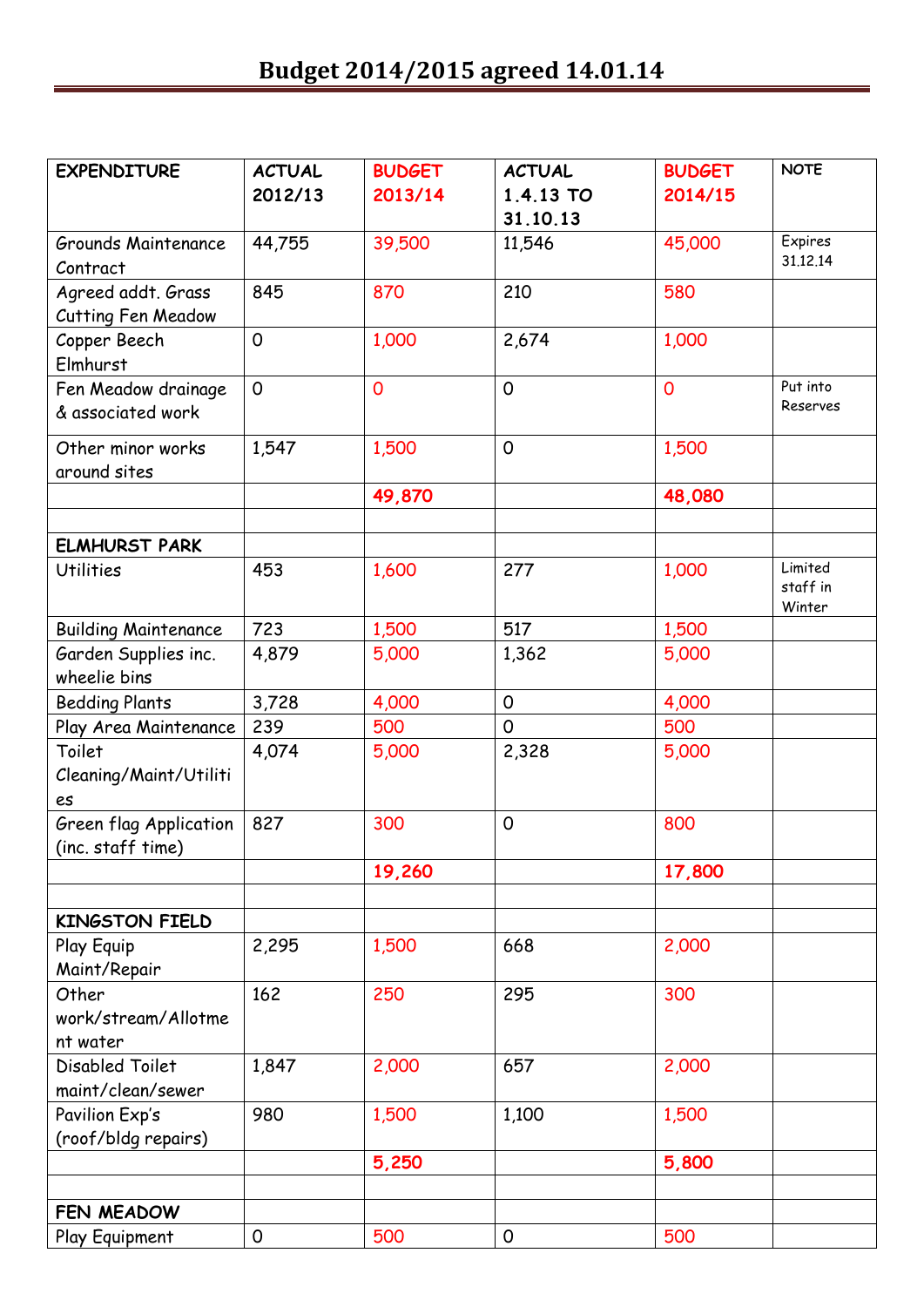# Budget 2014/2015 agreed 14.01.14

| EXPENDITURE | ACTUAL 2012/13 | BUDGET 2013/14 | ACTUAL 1.4.13 TO 31.10.13 | BUDGET 2014/15 | NOTE |
|---|---|---|---|---|---|
| Grounds Maintenance Contract | 44,755 | 39,500 | 11,546 | 45,000 | Expires 31.12.14 |
| Agreed addt. Grass Cutting Fen Meadow | 845 | 870 | 210 | 580 | |
| Copper Beech Elmhurst | 0 | 1,000 | 2,674 | 1,000 | |
| Fen Meadow drainage & associated work | 0 | 0 | 0 | 0 | Put into Reserves |
| Other minor works around sites | 1,547 | 1,500 | 0 | 1,500 | |
| | | **49,870** | | **48,080** | |
| | | | | | |
| **ELMHURST PARK** | | | | | |
| Utilities | 453 | 1,600 | 277 | 1,000 | Limited staff in Winter |
| Building Maintenance | 723 | 1,500 | 517 | 1,500 | |
| Garden Supplies inc. wheelie bins | 4,879 | 5,000 | 1,362 | 5,000 | |
| Bedding Plants | 3,728 | 4,000 | 0 | 4,000 | |
| Play Area Maintenance | 239 | 500 | 0 | 500 | |
| Toilet Cleaning/Maint/Utilities | 4,074 | 5,000 | 2,328 | 5,000 | |
| Green flag Application (inc. staff time) | 827 | 300 | 0 | 800 | |
| | | **19,260** | | **17,800** | |
| | | | | | |
| **KINGSTON FIELD** | | | | | |
| Play Equip Maint/Repair | 2,295 | 1,500 | 668 | 2,000 | |
| Other work/stream/Allotment water | 162 | 250 | 295 | 300 | |
| Disabled Toilet maint/clean/sewer | 1,847 | 2,000 | 657 | 2,000 | |
| Pavilion Exp's (roof/bldg repairs) | 980 | 1,500 | 1,100 | 1,500 | |
| | | **5,250** | | **5,800** | |
| | | | | | |
| **FEN MEADOW** | | | | | |
| Play Equipment | 0 | 500 | 0 | 500 | |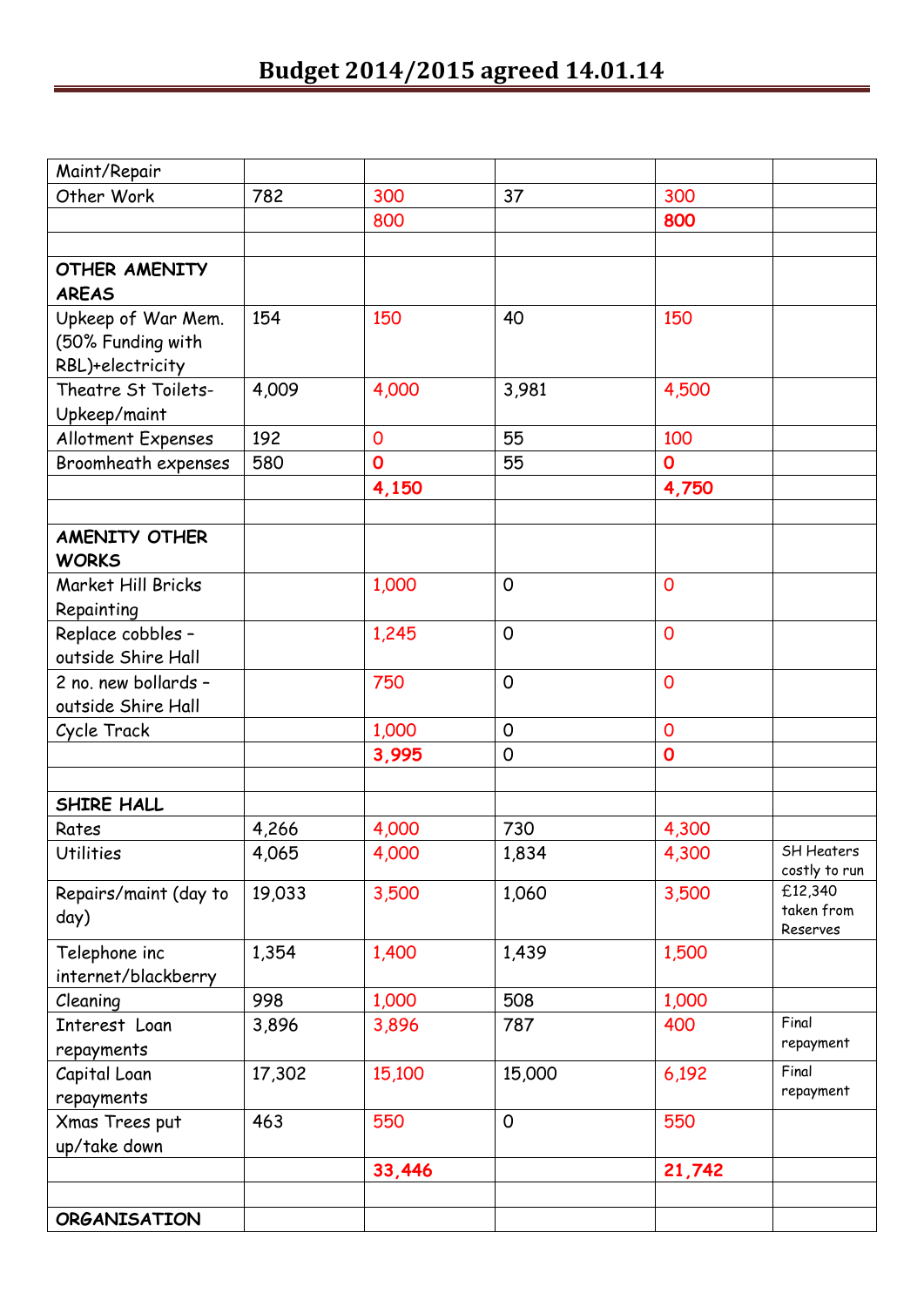# Budget 2014/2015 agreed 14.01.14

| | | | | | |
|---|---|---|---|---|---|
| Maint/Repair | | | | | |
| Other Work | 782 | 300 | 37 | 300 | |
| | | 800 | | **800** | |
| | | | | | |
| **OTHER AMENITY AREAS** | | | | | |
| Upkeep of War Mem. (50% Funding with RBL)+electricity | 154 | 150 | 40 | 150 | |
| Theatre St Toilets-Upkeep/maint | 4,009 | 4,000 | 3,981 | 4,500 | |
| Allotment Expenses | 192 | 0 | 55 | 100 | |
| Broomheath expenses | 580 | **0** | 55 | **0** | |
| | | **4,150** | | **4,750** | |
| | | | | | |
| **AMENITY OTHER WORKS** | | | | | |
| Market Hill Bricks Repainting | | 1,000 | 0 | 0 | |
| Replace cobbles – outside Shire Hall | | 1,245 | 0 | 0 | |
| 2 no. new bollards – outside Shire Hall | | 750 | 0 | 0 | |
| Cycle Track | | 1,000 | 0 | 0 | |
| | | **3,995** | 0 | **0** | |
| | | | | | |
| **SHIRE HALL** | | | | | |
| Rates | 4,266 | 4,000 | 730 | 4,300 | |
| Utilities | 4,065 | 4,000 | 1,834 | 4,300 | SH Heaters costly to run |
| Repairs/maint (day to day) | 19,033 | 3,500 | 1,060 | 3,500 | £12,340 taken from Reserves |
| Telephone inc internet/blackberry | 1,354 | 1,400 | 1,439 | 1,500 | |
| Cleaning | 998 | 1,000 | 508 | 1,000 | |
| Interest Loan repayments | 3,896 | 3,896 | 787 | 400 | Final repayment |
| Capital Loan repayments | 17,302 | 15,100 | 15,000 | 6,192 | Final repayment |
| Xmas Trees put up/take down | 463 | 550 | 0 | 550 | |
| | | **33,446** | | **21,742** | |
| | | | | | |
| **ORGANISATION** | | | | | |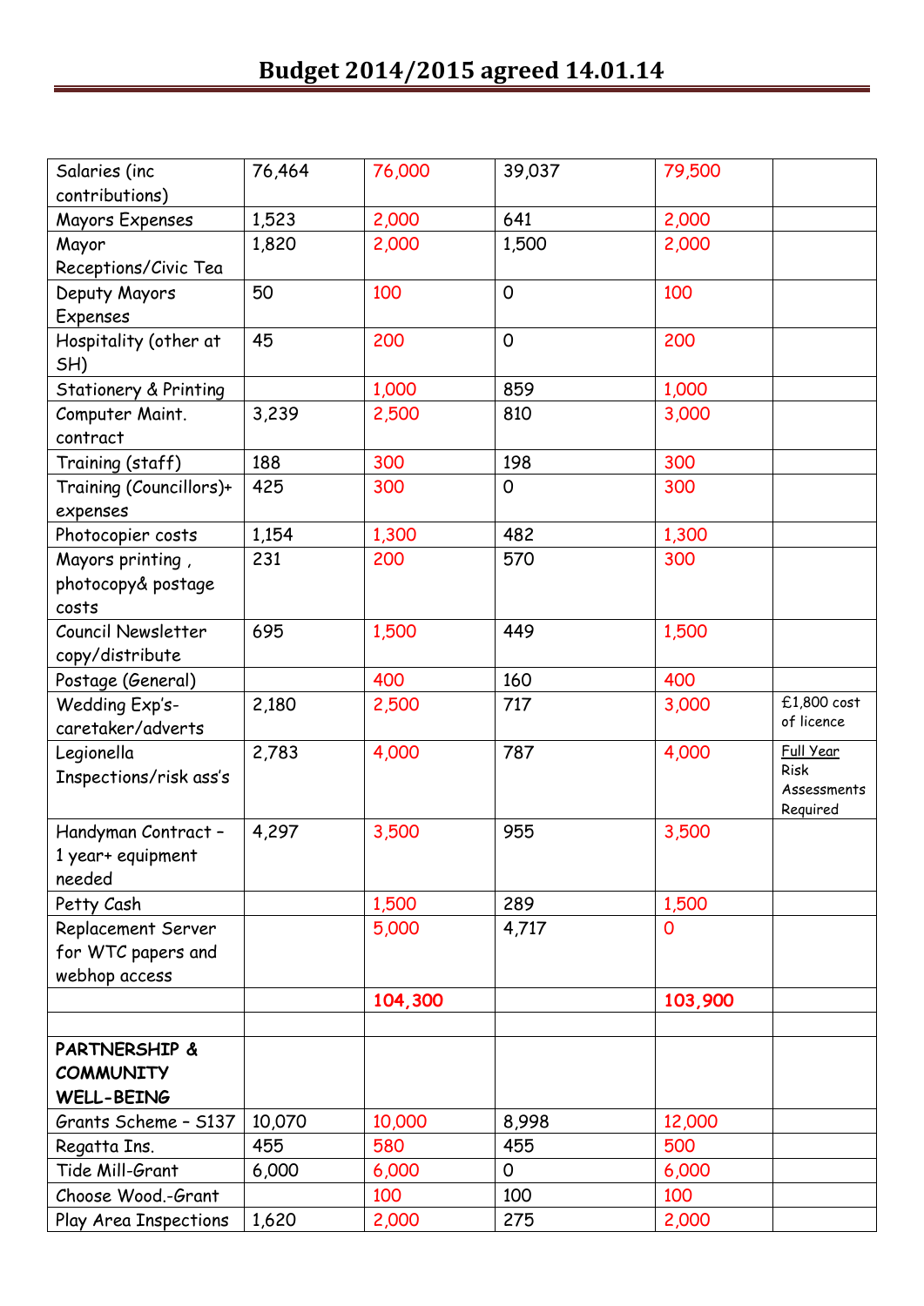# Budget 2014/2015 agreed 14.01.14

| | | | | | |
|---|---|---|---|---|---|
| Salaries (inc contributions) | 76,464 | 76,000 | 39,037 | 79,500 | |
| Mayors Expenses | 1,523 | 2,000 | 641 | 2,000 | |
| Mayor Receptions/Civic Tea | 1,820 | 2,000 | 1,500 | 2,000 | |
| Deputy Mayors Expenses | 50 | 100 | 0 | 100 | |
| Hospitality (other at SH) | 45 | 200 | 0 | 200 | |
| Stationery & Printing | | 1,000 | 859 | 1,000 | |
| Computer Maint. contract | 3,239 | 2,500 | 810 | 3,000 | |
| Training (staff) | 188 | 300 | 198 | 300 | |
| Training (Councillors)+ expenses | 425 | 300 | 0 | 300 | |
| Photocopier costs | 1,154 | 1,300 | 482 | 1,300 | |
| Mayors printing , photocopy& postage costs | 231 | 200 | 570 | 300 | |
| Council Newsletter copy/distribute | 695 | 1,500 | 449 | 1,500 | |
| Postage (General) | | 400 | 160 | 400 | |
| Wedding Exp's-caretaker/adverts | 2,180 | 2,500 | 717 | 3,000 | £1,800 cost of licence |
| Legionella Inspections/risk ass's | 2,783 | 4,000 | 787 | 4,000 | Full Year Risk Assessments Required |
| Handyman Contract – 1 year+ equipment needed | 4,297 | 3,500 | 955 | 3,500 | |
| Petty Cash | | 1,500 | 289 | 1,500 | |
| Replacement Server for WTC papers and webhop access | | 5,000 | 4,717 | 0 | |
| | | **104,300** | | **103,900** | |
| | | | | | |
| **PARTNERSHIP & COMMUNITY WELL-BEING** | | | | | |
| Grants Scheme – S137 | 10,070 | 10,000 | 8,998 | 12,000 | |
| Regatta Ins. | 455 | 580 | 455 | 500 | |
| Tide Mill-Grant | 6,000 | 6,000 | 0 | 6,000 | |
| Choose Wood.-Grant | | 100 | 100 | 100 | |
| Play Area Inspections | 1,620 | 2,000 | 275 | 2,000 | |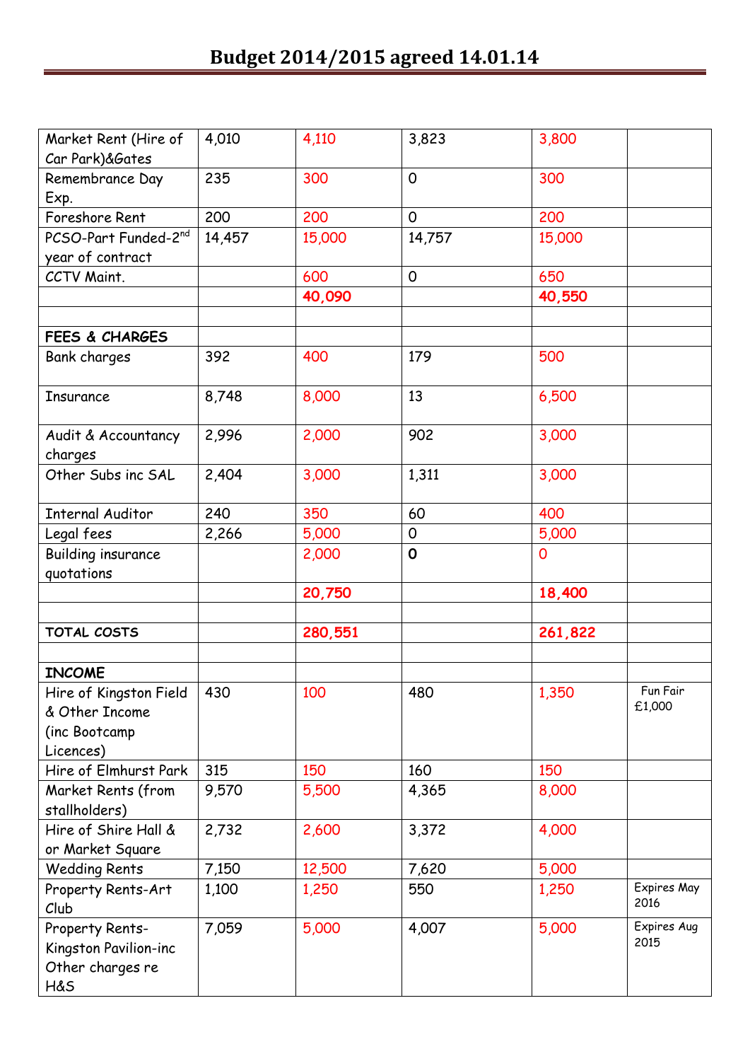# Budget 2014/2015 agreed 14.01.14

| | | | | | |
|---|---|---|---|---|---|
| Market Rent (Hire of Car Park)&Gates | 4,010 | 4,110 | 3,823 | 3,800 | |
| Remembrance Day Exp. | 235 | 300 | 0 | 300 | |
| Foreshore Rent | 200 | 200 | 0 | 200 | |
| PCSO-Part Funded-2nd year of contract | 14,457 | 15,000 | 14,757 | 15,000 | |
| CCTV Maint. | | 600 | 0 | 650 | |
| | | **40,090** | | **40,550** | |
| | | | | | |
| **FEES & CHARGES** | | | | | |
| Bank charges | 392 | 400 | 179 | 500 | |
| Insurance | 8,748 | 8,000 | 13 | 6,500 | |
| Audit & Accountancy charges | 2,996 | 2,000 | 902 | 3,000 | |
| Other Subs inc SAL | 2,404 | 3,000 | 1,311 | 3,000 | |
| Internal Auditor | 240 | 350 | 60 | 400 | |
| Legal fees | 2,266 | 5,000 | 0 | 5,000 | |
| Building insurance quotations | | 2,000 | 0 | 0 | |
| | | **20,750** | | **18,400** | |
| | | | | | |
| **TOTAL COSTS** | | **280,551** | | **261,822** | |
| | | | | | |
| **INCOME** | | | | | |
| Hire of Kingston Field & Other Income (inc Bootcamp Licences) | 430 | 100 | 480 | 1,350 | Fun Fair £1,000 |
| Hire of Elmhurst Park | 315 | 150 | 160 | 150 | |
| Market Rents (from stallholders) | 9,570 | 5,500 | 4,365 | 8,000 | |
| Hire of Shire Hall & or Market Square | 2,732 | 2,600 | 3,372 | 4,000 | |
| Wedding Rents | 7,150 | 12,500 | 7,620 | 5,000 | |
| Property Rents-Art Club | 1,100 | 1,250 | 550 | 1,250 | Expires May 2016 |
| Property Rents-Kingston Pavilion-inc Other charges re H&S | 7,059 | 5,000 | 4,007 | 5,000 | Expires Aug 2015 |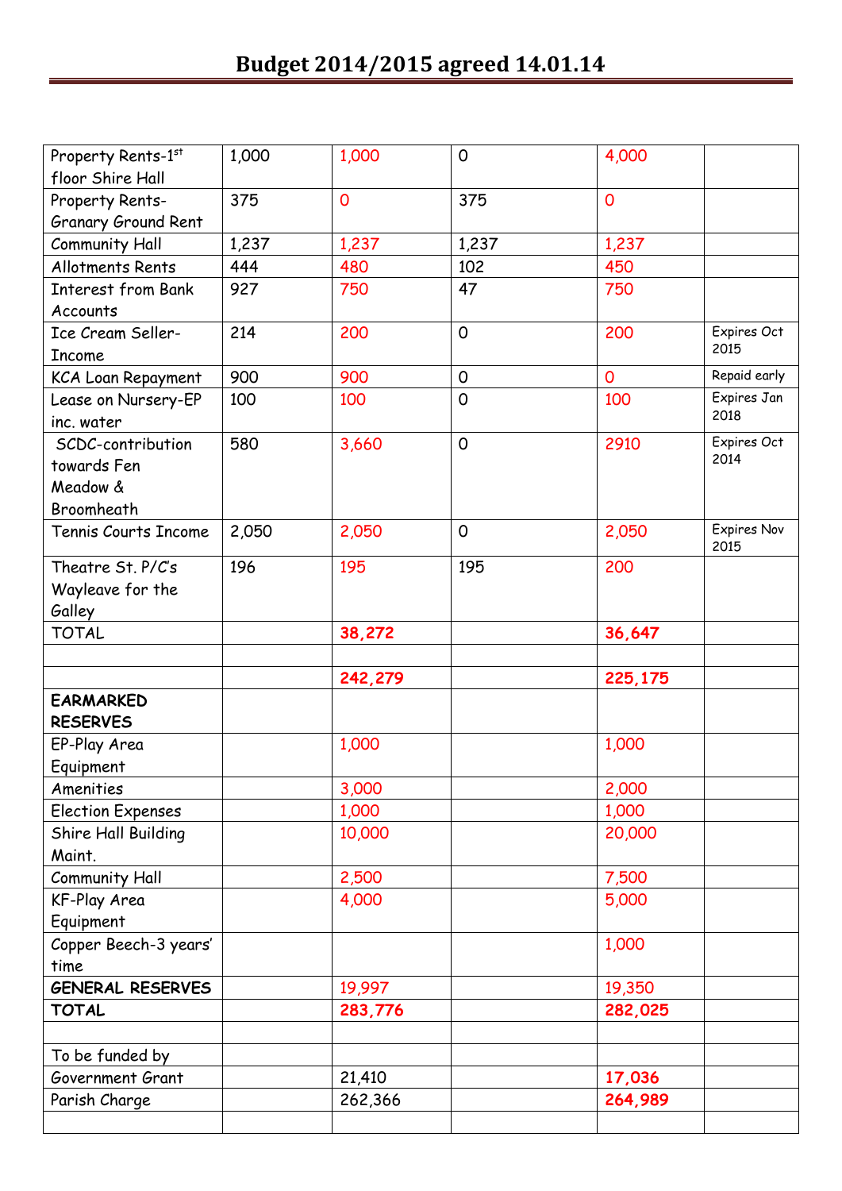# Budget 2014/2015 agreed 14.01.14

| | | | | | |
|---|---|---|---|---|---|
| Property Rents-1st floor Shire Hall | 1,000 | 1,000 | 0 | 4,000 | |
| Property Rents-Granary Ground Rent | 375 | 0 | 375 | 0 | |
| Community Hall | 1,237 | 1,237 | 1,237 | 1,237 | |
| Allotments Rents | 444 | 480 | 102 | 450 | |
| Interest from Bank Accounts | 927 | 750 | 47 | 750 | |
| Ice Cream Seller-Income | 214 | 200 | 0 | 200 | Expires Oct 2015 |
| KCA Loan Repayment | 900 | 900 | 0 | 0 | Repaid early |
| Lease on Nursery-EP inc. water | 100 | 100 | 0 | 100 | Expires Jan 2018 |
| SCDC-contribution towards Fen Meadow & Broomheath | 580 | 3,660 | 0 | 2910 | Expires Oct 2014 |
| Tennis Courts Income | 2,050 | 2,050 | 0 | 2,050 | Expires Nov 2015 |
| Theatre St. P/C's Wayleave for the Galley | 196 | 195 | 195 | 200 | |
| TOTAL | | **38,272** | | **36,647** | |
| | | | | | |
| | | **242,279** | | **225,175** | |
| **EARMARKED RESERVES** | | | | | |
| EP-Play Area Equipment | | 1,000 | | 1,000 | |
| Amenities | | 3,000 | | 2,000 | |
| Election Expenses | | 1,000 | | 1,000 | |
| Shire Hall Building Maint. | | 10,000 | | 20,000 | |
| Community Hall | | 2,500 | | 7,500 | |
| KF-Play Area Equipment | | 4,000 | | 5,000 | |
| Copper Beech-3 years' time | | | | 1,000 | |
| **GENERAL RESERVES** | | 19,997 | | 19,350 | |
| **TOTAL** | | **283,776** | | **282,025** | |
| | | | | | |
| To be funded by | | | | | |
| Government Grant | | 21,410 | | **17,036** | |
| Parish Charge | | 262,366 | | **264,989** | |
| | | | | | |